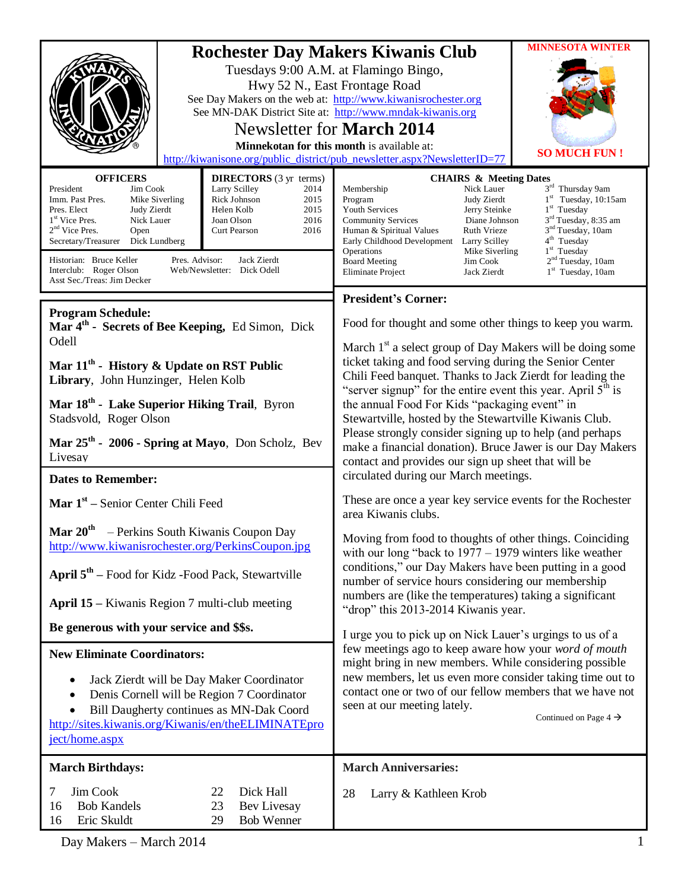# Rochester Day Makers Kiwanis Club

Tuesdays 9:00 A.M. at Flamingo Bingo,
Hwy 52 N., East Frontage Road
See Day Makers on the web at: http://www.kiwanisrochester.org
See MN-DAK District Site at: http://www.mndak-kiwanis.org

## Newsletter for March 2014

**Minnekotan for this month** is available at:
http://kiwanisone.org/public_district/pub_newsletter.aspx?NewsletterID=77

**MINNESOTA WINTER**

**SO MUCH FUN !**

| OFFICERS | |
|---|---|
| President | Jim Cook |
| Imm. Past Pres. | Mike Siverling |
| Pres. Elect | Judy Zierdt |
| 1st Vice Pres. | Nick Lauer |
| 2nd Vice Pres. | Open |
| Secretary/Treasurer | Dick Lundberg |

| DIRECTORS (3 yr terms) | |
|---|---|
| Larry Scilley | 2014 |
| Rick Johnson | 2015 |
| Helen Kolb | 2015 |
| Joan Olson | 2016 |
| Curt Pearson | 2016 |

Historian: Bruce Keller
Interclub: Roger Olson
Asst Sec./Treas: Jim Decker
Pres. Advisor: Jack Zierdt
Web/Newsletter: Dick Odell

| CHAIRS & Meeting Dates | | |
|---|---|---|
| Membership | Nick Lauer | 3rd Thursday 9am |
| Program | Judy Zierdt | 1st Tuesday, 10:15am |
| Youth Services | Jerry Steinke | 1st Tuesday |
| Community Services | Diane Johnson | 3rd Tuesday, 8:35 am |
| Human & Spiritual Values | Ruth Vrieze | 3rd Tuesday, 10am |
| Early Childhood Development | Larry Scilley | 4th Tuesday |
| Operations | Mike Siverling | 1st Tuesday |
| Board Meeting | Jim Cook | 2nd Tuesday, 10am |
| Eliminate Project | Jack Zierdt | 1st Tuesday, 10am |

### Program Schedule:

**Mar 4th - Secrets of Bee Keeping,** Ed Simon, Dick Odell

**Mar 11th - History & Update on RST Public Library**, John Hunzinger, Helen Kolb

**Mar 18th - Lake Superior Hiking Trail**, Byron Stadsvold, Roger Olson

**Mar 25th - 2006 - Spring at Mayo**, Don Scholz, Bev Livesay

### Dates to Remember:

**Mar 1st** – Senior Center Chili Feed

**Mar 20th** – Perkins South Kiwanis Coupon Day
http://www.kiwanisrochester.org/PerkinsCoupon.jpg

**April 5th** – Food for Kidz -Food Pack, Stewartville

**April 15** – Kiwanis Region 7 multi-club meeting

**Be generous with your service and $$s.**

### New Eliminate Coordinators:

- Jack Zierdt will be Day Maker Coordinator
- Denis Cornell will be Region 7 Coordinator
- Bill Daugherty continues as MN-Dak Coord

http://sites.kiwanis.org/Kiwanis/en/theELIMINATEProject/home.aspx

### President's Corner:

Food for thought and some other things to keep you warm.

March 1st a select group of Day Makers will be doing some ticket taking and food serving during the Senior Center Chili Feed banquet. Thanks to Jack Zierdt for leading the "server signup" for the entire event this year. April 5th is the annual Food For Kids "packaging event" in Stewartville, hosted by the Stewartville Kiwanis Club. Please strongly consider signing up to help (and perhaps make a financial donation). Bruce Jawer is our Day Makers contact and provides our sign up sheet that will be circulated during our March meetings.

These are once a year key service events for the Rochester area Kiwanis clubs.

Moving from food to thoughts of other things. Coinciding with our long "back to 1977 – 1979 winters like weather conditions," our Day Makers have been putting in a good number of service hours considering our membership numbers are (like the temperatures) taking a significant "drop" this 2013-2014 Kiwanis year.

I urge you to pick up on Nick Lauer's urgings to us of a few meetings ago to keep aware how your *word of mouth* might bring in new members. While considering possible new members, let us even more consider taking time out to contact one or two of our fellow members that we have not seen at our meeting lately.

Continued on Page 4 →

### March Birthdays:

| | |
|---|---|
| 7 | Jim Cook |
| 16 | Bob Kandels |
| 16 | Eric Skuldt |
| 22 | Dick Hall |
| 23 | Bev Livesay |
| 29 | Bob Wenner |

### March Anniversaries:

28 Larry & Kathleen Krob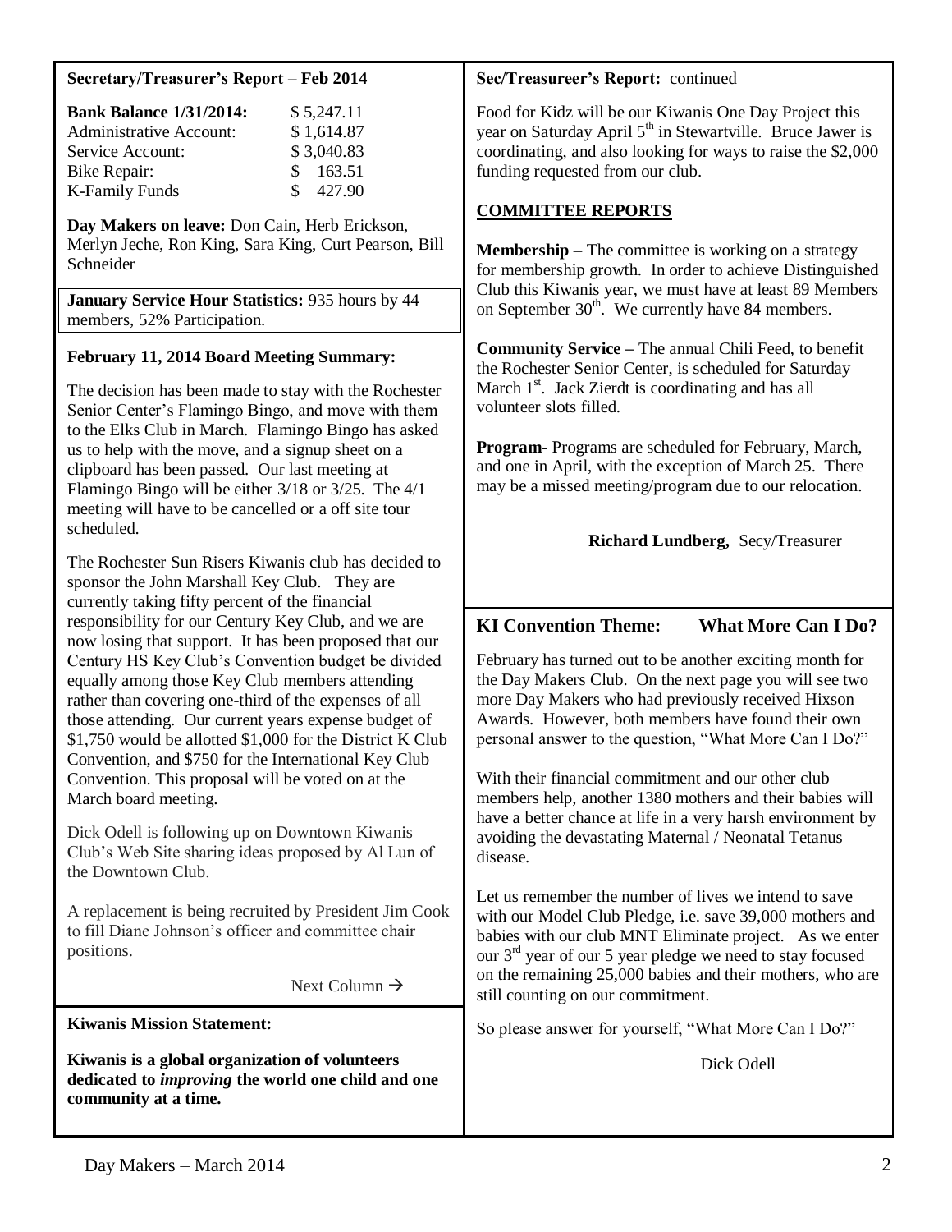### Secretary/Treasurer's Report – Feb 2014

| | |
|---|---|
| **Bank Balance 1/31/2014:** | $ 5,247.11 |
| Administrative Account: | $ 1,614.87 |
| Service Account: | $ 3,040.83 |
| Bike Repair: | $ 163.51 |
| K-Family Funds | $ 427.90 |

**Day Makers on leave:** Don Cain, Herb Erickson, Merlyn Jeche, Ron King, Sara King, Curt Pearson, Bill Schneider

**January Service Hour Statistics:** 935 hours by 44 members, 52% Participation.

**February 11, 2014 Board Meeting Summary:**

The decision has been made to stay with the Rochester Senior Center's Flamingo Bingo, and move with them to the Elks Club in March. Flamingo Bingo has asked us to help with the move, and a signup sheet on a clipboard has been passed. Our last meeting at Flamingo Bingo will be either 3/18 or 3/25. The 4/1 meeting will have to be cancelled or a off site tour scheduled.

The Rochester Sun Risers Kiwanis club has decided to sponsor the John Marshall Key Club. They are currently taking fifty percent of the financial responsibility for our Century Key Club, and we are now losing that support. It has been proposed that our Century HS Key Club's Convention budget be divided equally among those Key Club members attending rather than covering one-third of the expenses of all those attending. Our current years expense budget of $1,750 would be allotted $1,000 for the District K Club Convention, and $750 for the International Key Club Convention. This proposal will be voted on at the March board meeting.

Dick Odell is following up on Downtown Kiwanis Club's Web Site sharing ideas proposed by Al Lun of the Downtown Club.

A replacement is being recruited by President Jim Cook to fill Diane Johnson's officer and committee chair positions.

Next Column →

**Sec/Treasureer's Report:** continued

Food for Kidz will be our Kiwanis One Day Project this year on Saturday April 5th in Stewartville. Bruce Jawer is coordinating, and also looking for ways to raise the $2,000 funding requested from our club.

**COMMITTEE REPORTS**

**Membership –** The committee is working on a strategy for membership growth. In order to achieve Distinguished Club this Kiwanis year, we must have at least 89 Members on September 30th. We currently have 84 members.

**Community Service –** The annual Chili Feed, to benefit the Rochester Senior Center, is scheduled for Saturday March 1st. Jack Zierdt is coordinating and has all volunteer slots filled.

**Program-** Programs are scheduled for February, March, and one in April, with the exception of March 25. There may be a missed meeting/program due to our relocation.

**Richard Lundberg,** Secy/Treasurer

### KI Convention Theme: What More Can I Do?

February has turned out to be another exciting month for the Day Makers Club. On the next page you will see two more Day Makers who had previously received Hixson Awards. However, both members have found their own personal answer to the question, "What More Can I Do?"

With their financial commitment and our other club members help, another 1380 mothers and their babies will have a better chance at life in a very harsh environment by avoiding the devastating Maternal / Neonatal Tetanus disease.

Let us remember the number of lives we intend to save with our Model Club Pledge, i.e. save 39,000 mothers and babies with our club MNT Eliminate project. As we enter our 3rd year of our 5 year pledge we need to stay focused on the remaining 25,000 babies and their mothers, who are still counting on our commitment.

So please answer for yourself, "What More Can I Do?"

Dick Odell

### Kiwanis Mission Statement:

**Kiwanis is a global organization of volunteers dedicated to *improving* the world one child and one community at a time.**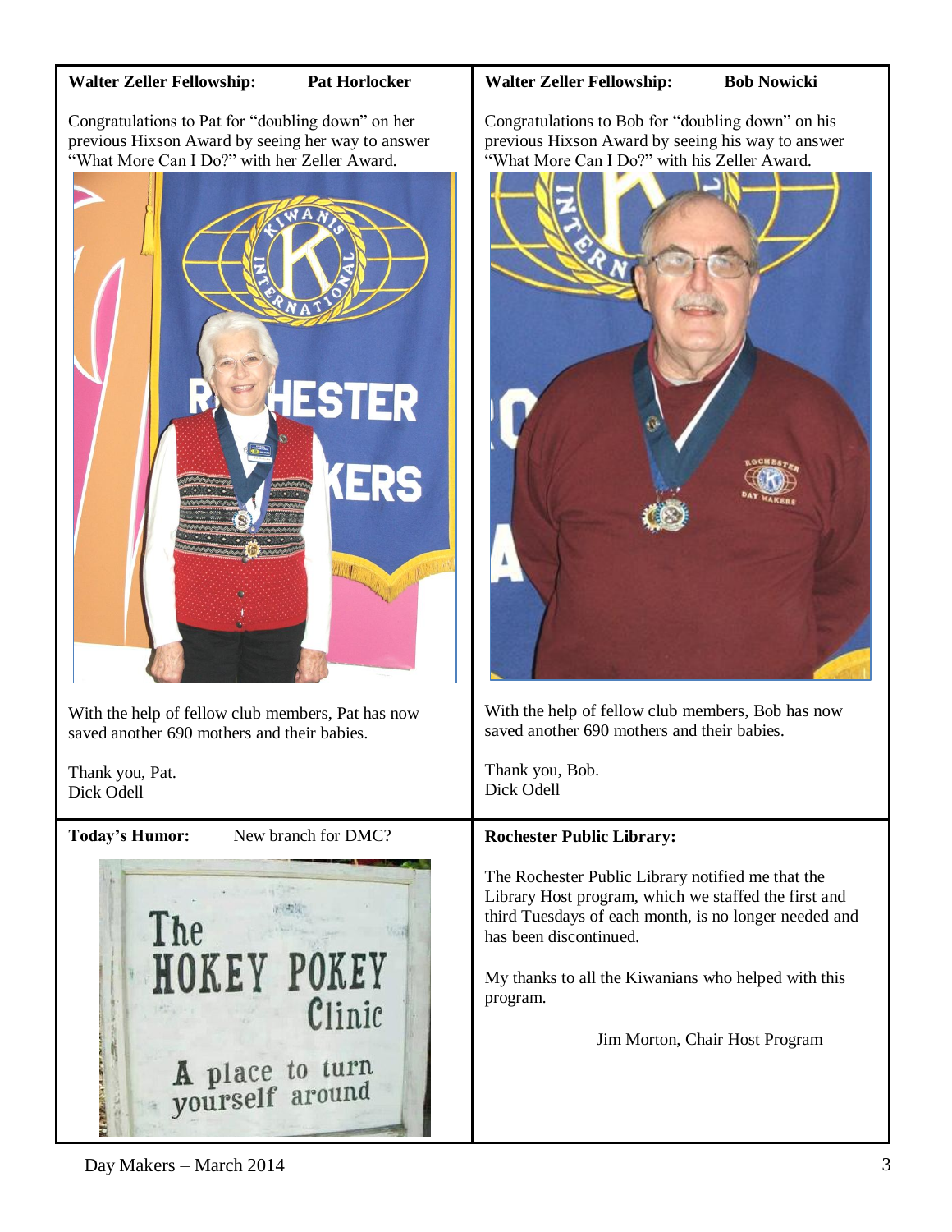**Walter Zeller Fellowship: Pat Horlocker**

Congratulations to Pat for "doubling down" on her previous Hixson Award by seeing her way to answer "What More Can I Do?" with her Zeller Award.

With the help of fellow club members, Pat has now saved another 690 mothers and their babies.

Thank you, Pat.
Dick Odell

**Walter Zeller Fellowship: Bob Nowicki**

Congratulations to Bob for "doubling down" on his previous Hixson Award by seeing his way to answer "What More Can I Do?" with his Zeller Award.

With the help of fellow club members, Bob has now saved another 690 mothers and their babies.

Thank you, Bob.
Dick Odell

**Today's Humor:** New branch for DMC?

**Rochester Public Library:**

The Rochester Public Library notified me that the Library Host program, which we staffed the first and third Tuesdays of each month, is no longer needed and has been discontinued.

My thanks to all the Kiwanians who helped with this program.

Jim Morton, Chair Host Program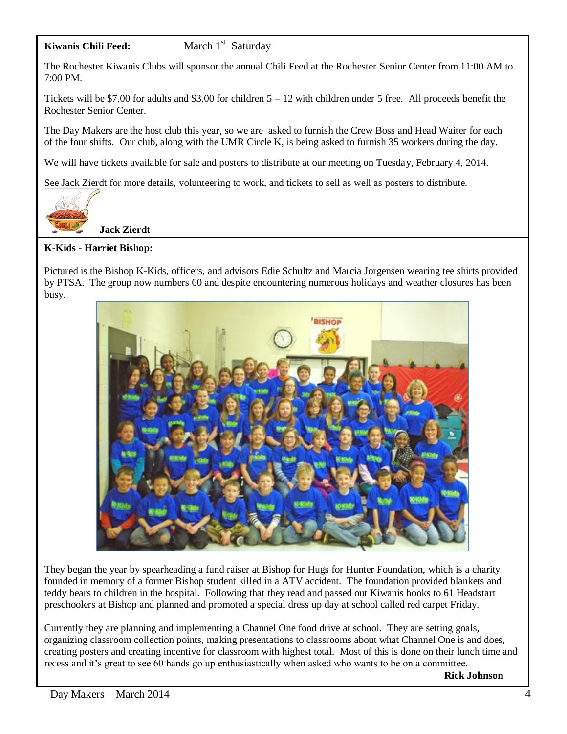**Kiwanis Chili Feed:** March 1st Saturday

The Rochester Kiwanis Clubs will sponsor the annual Chili Feed at the Rochester Senior Center from 11:00 AM to 7:00 PM.

Tickets will be $7.00 for adults and $3.00 for children 5 – 12 with children under 5 free. All proceeds benefit the Rochester Senior Center.

The Day Makers are the host club this year, so we are asked to furnish the Crew Boss and Head Waiter for each of the four shifts. Our club, along with the UMR Circle K, is being asked to furnish 35 workers during the day.

We will have tickets available for sale and posters to distribute at our meeting on Tuesday, February 4, 2014.

See Jack Zierdt for more details, volunteering to work, and tickets to sell as well as posters to distribute.

**Jack Zierdt**

**K-Kids - Harriet Bishop:**

Pictured is the Bishop K-Kids, officers, and advisors Edie Schultz and Marcia Jorgensen wearing tee shirts provided by PTSA. The group now numbers 60 and despite encountering numerous holidays and weather closures has been busy.

They began the year by spearheading a fund raiser at Bishop for Hugs for Hunter Foundation, which is a charity founded in memory of a former Bishop student killed in a ATV accident. The foundation provided blankets and teddy bears to children in the hospital. Following that they read and passed out Kiwanis books to 61 Headstart preschoolers at Bishop and planned and promoted a special dress up day at school called red carpet Friday.

Currently they are planning and implementing a Channel One food drive at school. They are setting goals, organizing classroom collection points, making presentations to classrooms about what Channel One is and does, creating posters and creating incentive for classroom with highest total. Most of this is done on their lunch time and recess and it's great to see 60 hands go up enthusiastically when asked who wants to be on a committee.

**Rick Johnson**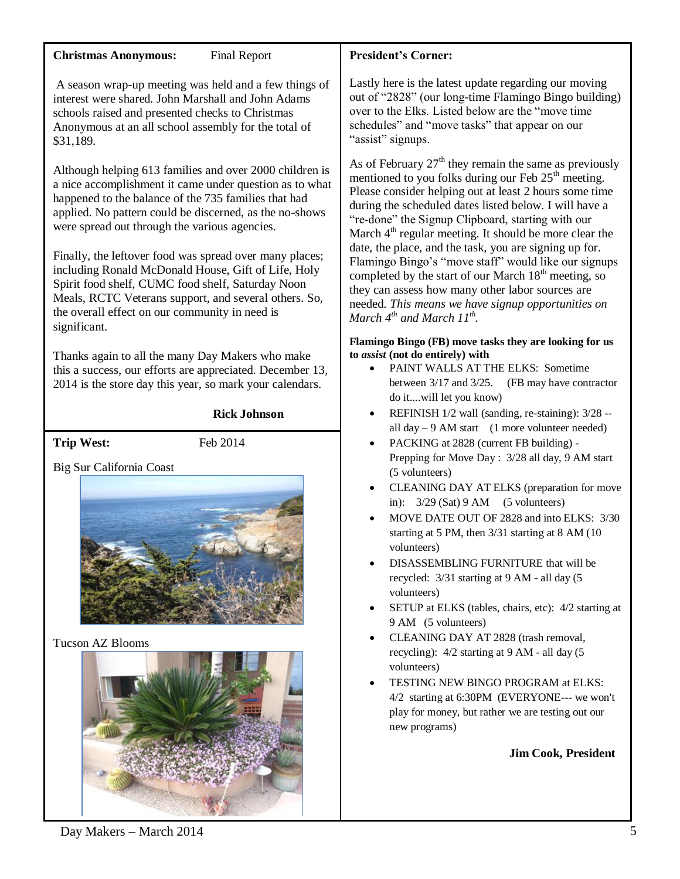**Christmas Anonymous:** Final Report

A season wrap-up meeting was held and a few things of interest were shared. John Marshall and John Adams schools raised and presented checks to Christmas Anonymous at an all school assembly for the total of $31,189.

Although helping 613 families and over 2000 children is a nice accomplishment it came under question as to what happened to the balance of the 735 families that had applied. No pattern could be discerned, as the no-shows were spread out through the various agencies.

Finally, the leftover food was spread over many places; including Ronald McDonald House, Gift of Life, Holy Spirit food shelf, CUMC food shelf, Saturday Noon Meals, RCTC Veterans support, and several others. So, the overall effect on our community in need is significant.

Thanks again to all the many Day Makers who make this a success, our efforts are appreciated. December 13, 2014 is the store day this year, so mark your calendars.

**Rick Johnson**

**Trip West:** Feb 2014

Big Sur California Coast

Tucson AZ Blooms

**President's Corner:**

Lastly here is the latest update regarding our moving out of "2828" (our long-time Flamingo Bingo building) over to the Elks. Listed below are the "move time schedules" and "move tasks" that appear on our "assist" signups.

As of February 27th they remain the same as previously mentioned to you folks during our Feb 25th meeting. Please consider helping out at least 2 hours some time during the scheduled dates listed below. I will have a "re-done" the Signup Clipboard, starting with our March 4th regular meeting. It should be more clear the date, the place, and the task, you are signing up for. Flamingo Bingo's "move staff" would like our signups completed by the start of our March 18th meeting, so they can assess how many other labor sources are needed. *This means we have signup opportunities on March 4th and March 11th.*

**Flamingo Bingo (FB) move tasks they are looking for us to *assist* (not do entirely) with**

- PAINT WALLS AT THE ELKS: Sometime between 3/17 and 3/25. (FB may have contractor do it....will let you know)
- REFINISH 1/2 wall (sanding, re-staining): 3/28 -- all day – 9 AM start (1 more volunteer needed)
- PACKING at 2828 (current FB building) - Prepping for Move Day : 3/28 all day, 9 AM start (5 volunteers)
- CLEANING DAY AT ELKS (preparation for move in): 3/29 (Sat) 9 AM (5 volunteers)
- MOVE DATE OUT OF 2828 and into ELKS: 3/30 starting at 5 PM, then 3/31 starting at 8 AM (10 volunteers)
- DISASSEMBLING FURNITURE that will be recycled: 3/31 starting at 9 AM - all day (5 volunteers)
- SETUP at ELKS (tables, chairs, etc): 4/2 starting at 9 AM (5 volunteers)
- CLEANING DAY AT 2828 (trash removal, recycling): 4/2 starting at 9 AM - all day (5 volunteers)
- TESTING NEW BINGO PROGRAM at ELKS: 4/2 starting at 6:30PM (EVERYONE--- we won't play for money, but rather we are testing out our new programs)

**Jim Cook, President**